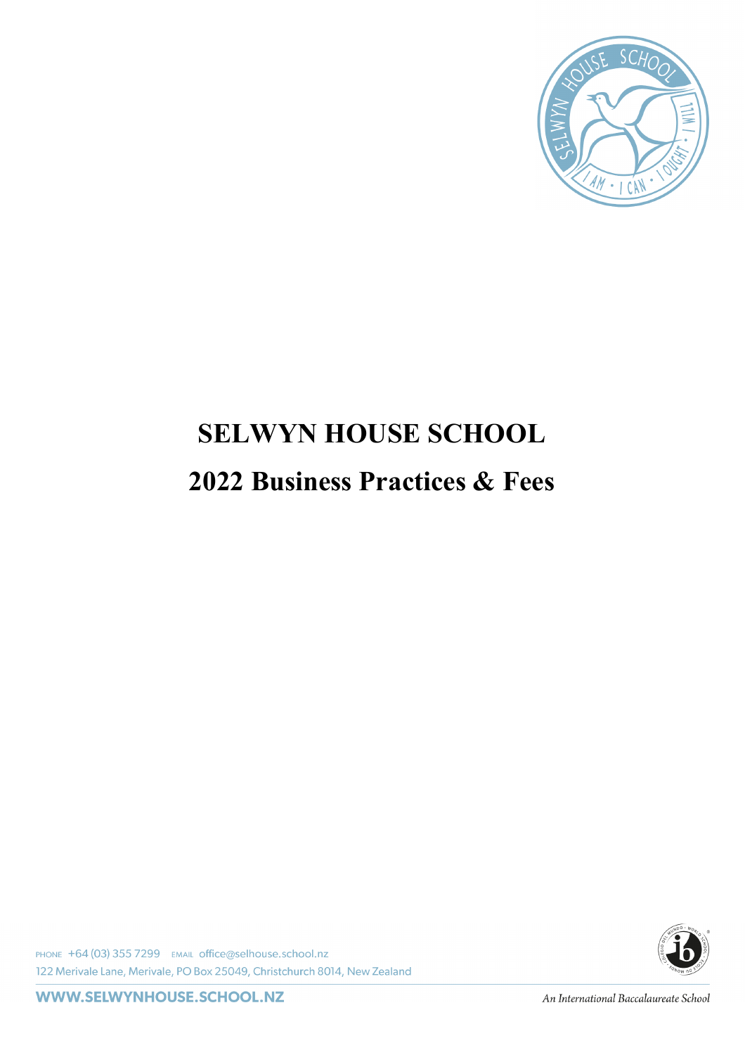# SELWYN HOUSE SCHOOL

# 2022 Business Practices & Fees

PHONE +64 (03) 355 7299 EMAIL office@selhouse.school.nz
122 Merivale Lane, Merivale, PO Box 25049, Christchurch 8014, New Zealand

WWW.SELWYNHOUSE.SCHOOL.NZ

*An International Baccalaureate School*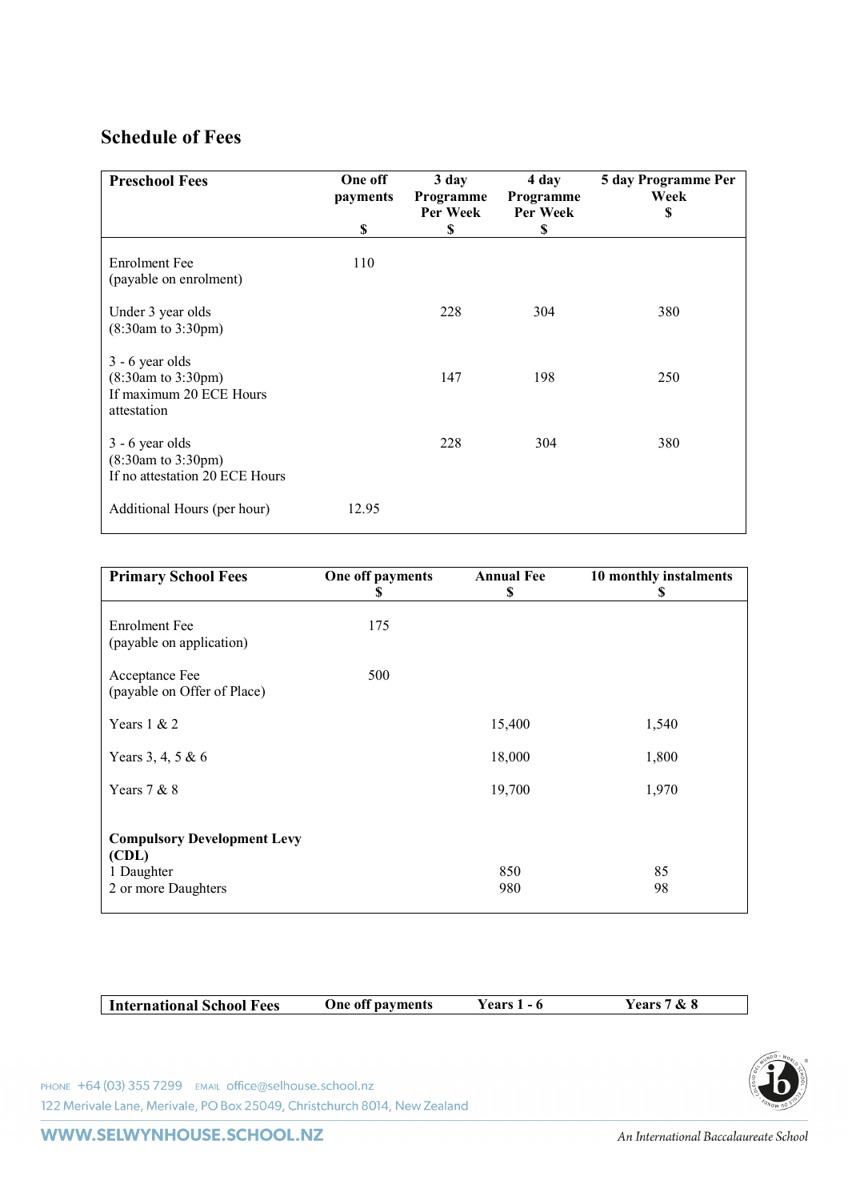## Schedule of Fees

| Preschool Fees | One off payments $ | 3 day Programme Per Week $ | 4 day Programme Per Week $ | 5 day Programme Per Week $ |
|---|---|---|---|---|
| Enrolment Fee (payable on enrolment) | 110 | | | |
| Under 3 year olds (8:30am to 3:30pm) | | 228 | 304 | 380 |
| 3 - 6 year olds (8:30am to 3:30pm) If maximum 20 ECE Hours attestation | | 147 | 198 | 250 |
| 3 - 6 year olds (8:30am to 3:30pm) If no attestation 20 ECE Hours | | 228 | 304 | 380 |
| Additional Hours (per hour) | 12.95 | | | |

| Primary School Fees | One off payments $ | Annual Fee $ | 10 monthly instalments $ |
|---|---|---|---|
| Enrolment Fee (payable on application) | 175 | | |
| Acceptance Fee (payable on Offer of Place) | 500 | | |
| Years 1 & 2 | | 15,400 | 1,540 |
| Years 3, 4, 5 & 6 | | 18,000 | 1,800 |
| Years 7 & 8 | | 19,700 | 1,970 |
| **Compulsory Development Levy (CDL)** | | | |
| 1 Daughter | | 850 | 85 |
| 2 or more Daughters | | 980 | 98 |

| International School Fees | One off payments | Years 1 - 6 | Years 7 & 8 |
|---|---|---|---|

*An International Baccalaureate School*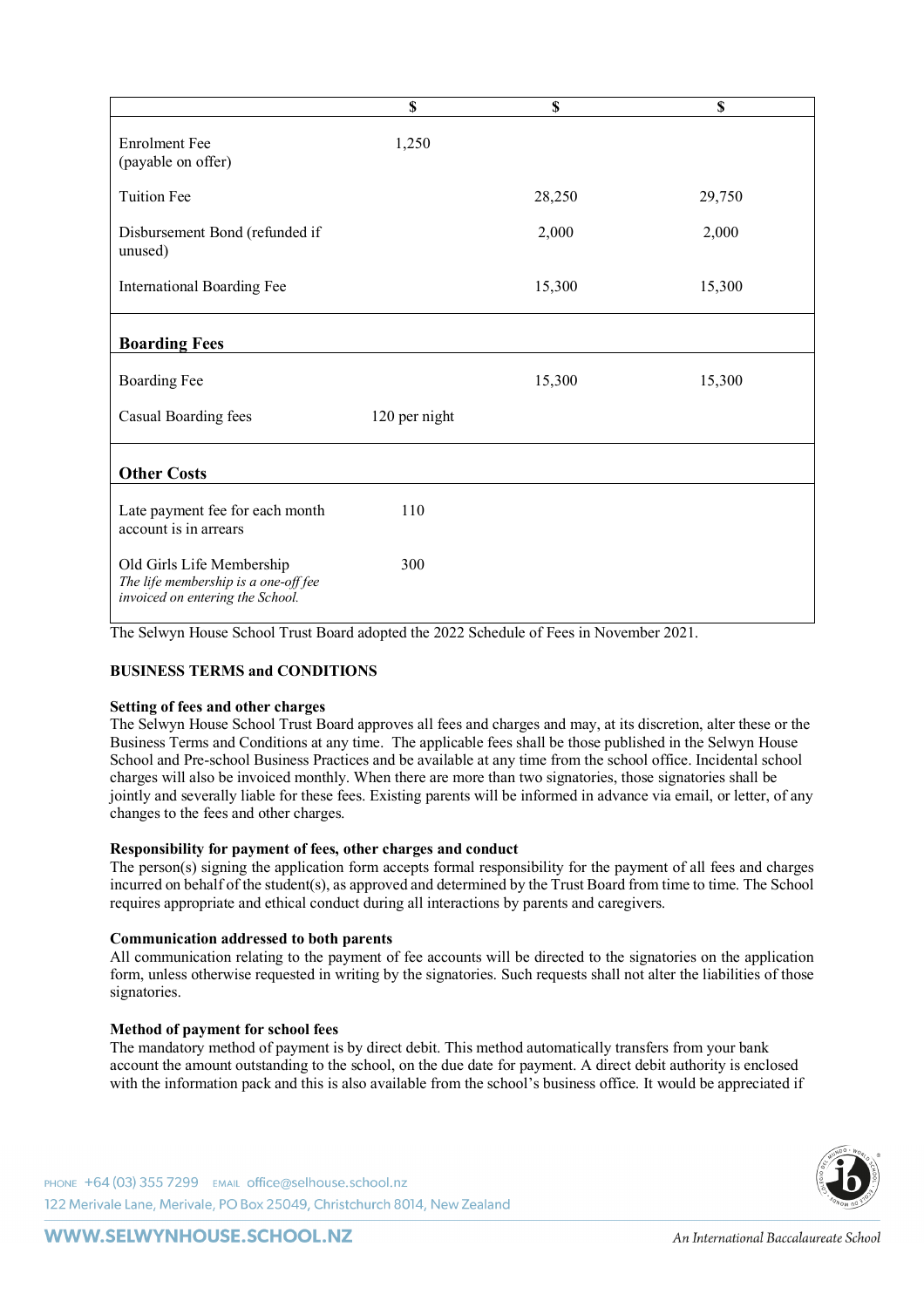| | $ | $ | $ |
|---|---|---|---|
| Enrolment Fee (payable on offer) | 1,250 | | |
| Tuition Fee | | 28,250 | 29,750 |
| Disbursement Bond (refunded if unused) | | 2,000 | 2,000 |
| International Boarding Fee | | 15,300 | 15,300 |
| **Boarding Fees** | | | |
| Boarding Fee | | 15,300 | 15,300 |
| Casual Boarding fees | 120 per night | | |
| **Other Costs** | | | |
| Late payment fee for each month account is in arrears | 110 | | |
| Old Girls Life Membership *The life membership is a one-off fee invoiced on entering the School.* | 300 | | |

The Selwyn House School Trust Board adopted the 2022 Schedule of Fees in November 2021.

## BUSINESS TERMS and CONDITIONS

### Setting of fees and other charges

The Selwyn House School Trust Board approves all fees and charges and may, at its discretion, alter these or the Business Terms and Conditions at any time. The applicable fees shall be those published in the Selwyn House School and Pre-school Business Practices and be available at any time from the school office. Incidental school charges will also be invoiced monthly. When there are more than two signatories, those signatories shall be jointly and severally liable for these fees. Existing parents will be informed in advance via email, or letter, of any changes to the fees and other charges.

### Responsibility for payment of fees, other charges and conduct

The person(s) signing the application form accepts formal responsibility for the payment of all fees and charges incurred on behalf of the student(s), as approved and determined by the Trust Board from time to time. The School requires appropriate and ethical conduct during all interactions by parents and caregivers.

### Communication addressed to both parents

All communication relating to the payment of fee accounts will be directed to the signatories on the application form, unless otherwise requested in writing by the signatories. Such requests shall not alter the liabilities of those signatories.

### Method of payment for school fees

The mandatory method of payment is by direct debit. This method automatically transfers from your bank account the amount outstanding to the school, on the due date for payment. A direct debit authority is enclosed with the information pack and this is also available from the school's business office. It would be appreciated if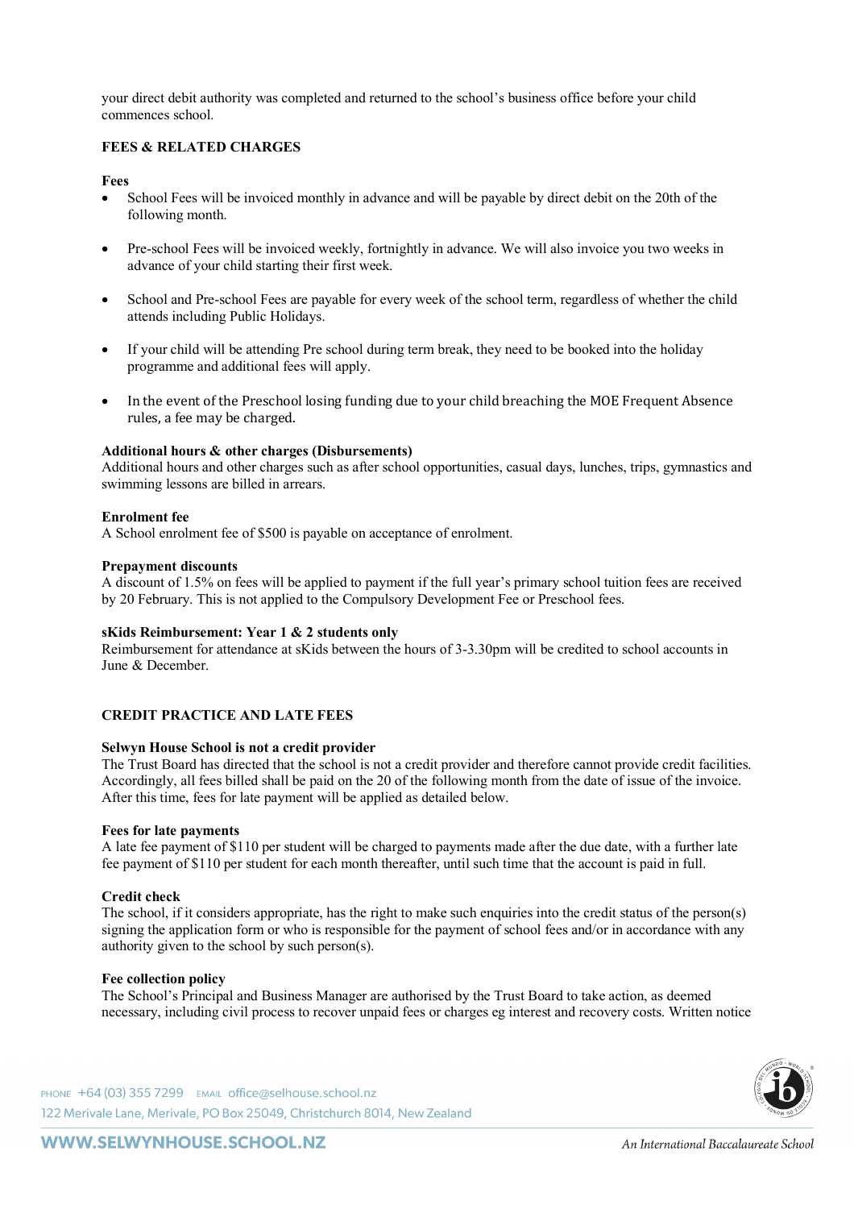your direct debit authority was completed and returned to the school's business office before your child commences school.

## FEES & RELATED CHARGES

### Fees

- School Fees will be invoiced monthly in advance and will be payable by direct debit on the 20th of the following month.
- Pre-school Fees will be invoiced weekly, fortnightly in advance. We will also invoice you two weeks in advance of your child starting their first week.
- School and Pre-school Fees are payable for every week of the school term, regardless of whether the child attends including Public Holidays.
- If your child will be attending Pre school during term break, they need to be booked into the holiday programme and additional fees will apply.
- In the event of the Preschool losing funding due to your child breaching the MOE Frequent Absence rules, a fee may be charged.

### Additional hours & other charges (Disbursements)

Additional hours and other charges such as after school opportunities, casual days, lunches, trips, gymnastics and swimming lessons are billed in arrears.

### Enrolment fee

A School enrolment fee of $500 is payable on acceptance of enrolment.

### Prepayment discounts

A discount of 1.5% on fees will be applied to payment if the full year's primary school tuition fees are received by 20 February. This is not applied to the Compulsory Development Fee or Preschool fees.

### sKids Reimbursement: Year 1 & 2 students only

Reimbursement for attendance at sKids between the hours of 3-3.30pm will be credited to school accounts in June & December.

## CREDIT PRACTICE AND LATE FEES

### Selwyn House School is not a credit provider

The Trust Board has directed that the school is not a credit provider and therefore cannot provide credit facilities. Accordingly, all fees billed shall be paid on the 20 of the following month from the date of issue of the invoice. After this time, fees for late payment will be applied as detailed below.

### Fees for late payments

A late fee payment of $110 per student will be charged to payments made after the due date, with a further late fee payment of $110 per student for each month thereafter, until such time that the account is paid in full.

### Credit check

The school, if it considers appropriate, has the right to make such enquiries into the credit status of the person(s) signing the application form or who is responsible for the payment of school fees and/or in accordance with any authority given to the school by such person(s).

### Fee collection policy

The School's Principal and Business Manager are authorised by the Trust Board to take action, as deemed necessary, including civil process to recover unpaid fees or charges eg interest and recovery costs. Written notice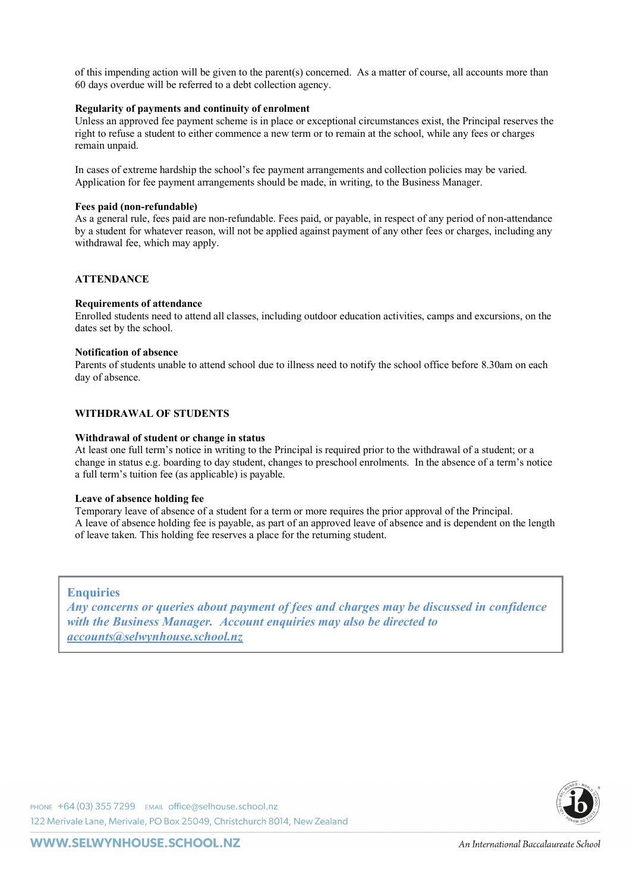of this impending action will be given to the parent(s) concerned. As a matter of course, all accounts more than 60 days overdue will be referred to a debt collection agency.

**Regularity of payments and continuity of enrolment**

Unless an approved fee payment scheme is in place or exceptional circumstances exist, the Principal reserves the right to refuse a student to either commence a new term or to remain at the school, while any fees or charges remain unpaid.

In cases of extreme hardship the school's fee payment arrangements and collection policies may be varied. Application for fee payment arrangements should be made, in writing, to the Business Manager.

**Fees paid (non-refundable)**

As a general rule, fees paid are non-refundable. Fees paid, or payable, in respect of any period of non-attendance by a student for whatever reason, will not be applied against payment of any other fees or charges, including any withdrawal fee, which may apply.

## ATTENDANCE

**Requirements of attendance**

Enrolled students need to attend all classes, including outdoor education activities, camps and excursions, on the dates set by the school.

**Notification of absence**

Parents of students unable to attend school due to illness need to notify the school office before 8.30am on each day of absence.

## WITHDRAWAL OF STUDENTS

**Withdrawal of student or change in status**

At least one full term's notice in writing to the Principal is required prior to the withdrawal of a student; or a change in status e.g. boarding to day student, changes to preschool enrolments. In the absence of a term's notice a full term's tuition fee (as applicable) is payable.

**Leave of absence holding fee**

Temporary leave of absence of a student for a term or more requires the prior approval of the Principal. A leave of absence holding fee is payable, as part of an approved leave of absence and is dependent on the length of leave taken. This holding fee reserves a place for the returning student.

**Enquiries**

***Any concerns or queries about payment of fees and charges may be discussed in confidence with the Business Manager. Account enquiries may also be directed to accounts@selwynhouse.school.nz***